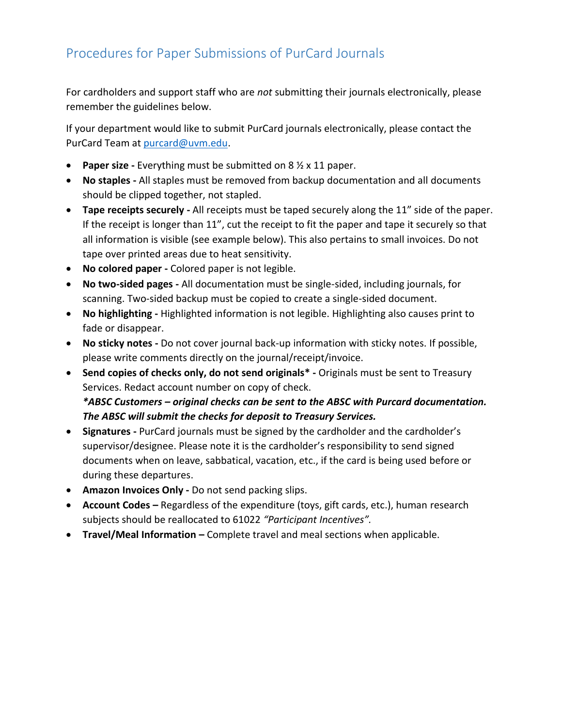# Procedures for Paper Submissions of PurCard Journals

For cardholders and support staff who are *not* submitting their journals electronically, please remember the guidelines below.

If your department would like to submit PurCard journals electronically, please contact the PurCard Team at [purcard@uvm.edu](mailto:purcard@uvm.edu).

- **Paper size -** Everything must be submitted on 8 ½ x 11 paper.
- **No staples -** All staples must be removed from backup documentation and all documents should be clipped together, not stapled.
- **Tape receipts securely -** All receipts must be taped securely along the 11" side of the paper. If the receipt is longer than 11", cut the receipt to fit the paper and tape it securely so that all information is visible (see example below). This also pertains to small invoices. Do not tape over printed areas due to heat sensitivity.
- **No colored paper -** Colored paper is not legible.
- **No two-sided pages -** All documentation must be single-sided, including journals, for scanning. Two-sided backup must be copied to create a single-sided document.
- **No highlighting -** Highlighted information is not legible. Highlighting also causes print to fade or disappear.
- **No sticky notes -** Do not cover journal back-up information with sticky notes. If possible, please write comments directly on the journal/receipt/invoice.
- **Send copies of checks only, do not send originals* -** Originals must be sent to Treasury Services. Redact account number on copy of check.
  ***ABSC Customers – original checks can be sent to the ABSC with Purcard documentation. The ABSC will submit the checks for deposit to Treasury Services.***
- **Signatures -** PurCard journals must be signed by the cardholder and the cardholder's supervisor/designee. Please note it is the cardholder's responsibility to send signed documents when on leave, sabbatical, vacation, etc., if the card is being used before or during these departures.
- **Amazon Invoices Only -** Do not send packing slips.
- **Account Codes –** Regardless of the expenditure (toys, gift cards, etc.), human research subjects should be reallocated to 61022 *"Participant Incentives".*
- **Travel/Meal Information –** Complete travel and meal sections when applicable.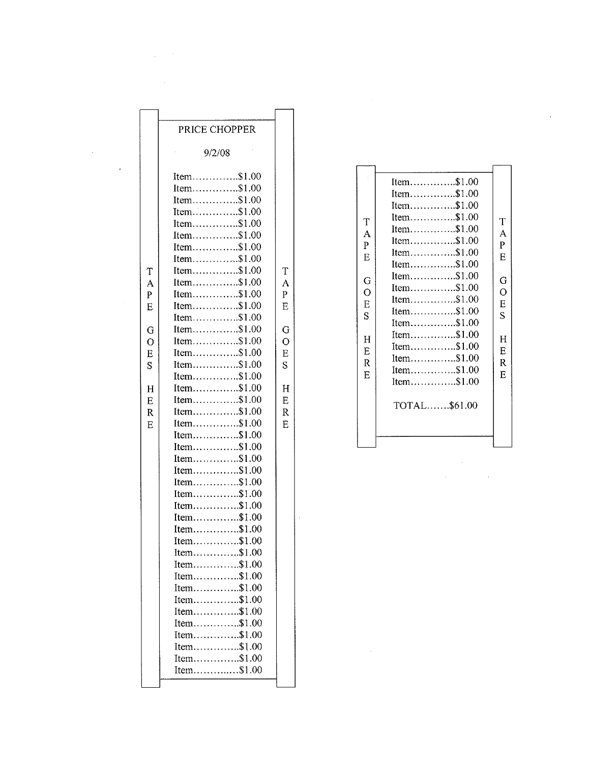TAPE GOES HERE

PRICE CHOPPER

9/2/08

Item.............$1.00
Item.............$1.00
Item.............$1.00
Item.............$1.00
Item.............$1.00
Item.............$1.00
Item.............$1.00
Item.............$1.00
Item.............$1.00
Item.............$1.00
Item.............$1.00
Item.............$1.00
Item.............$1.00
Item.............$1.00
Item.............$1.00
Item.............$1.00
Item.............$1.00
Item.............$1.00
Item.............$1.00
Item.............$1.00
Item.............$1.00
Item.............$1.00
Item.............$1.00
Item.............$1.00
Item.............$1.00
Item.............$1.00
Item.............$1.00
Item.............$1.00
Item.............$1.00
Item.............$1.00
Item.............$1.00
Item.............$1.00
Item.............$1.00
Item.............$1.00
Item.............$1.00
Item.............$1.00
Item.............$1.00
Item.............$1.00
Item.............$1.00
Item.............$1.00
Item.............$1.00
Item.............$1.00
Item.............$1.00

TAPE GOES HERE

TAPE GOES HERE

Item.............$1.00
Item.............$1.00
Item.............$1.00
Item.............$1.00
Item.............$1.00
Item.............$1.00
Item.............$1.00
Item.............$1.00
Item.............$1.00
Item.............$1.00
Item.............$1.00
Item.............$1.00
Item.............$1.00
Item.............$1.00
Item.............$1.00
Item.............$1.00
Item.............$1.00
Item.............$1.00

TOTAL.......$61.00

TAPE GOES HERE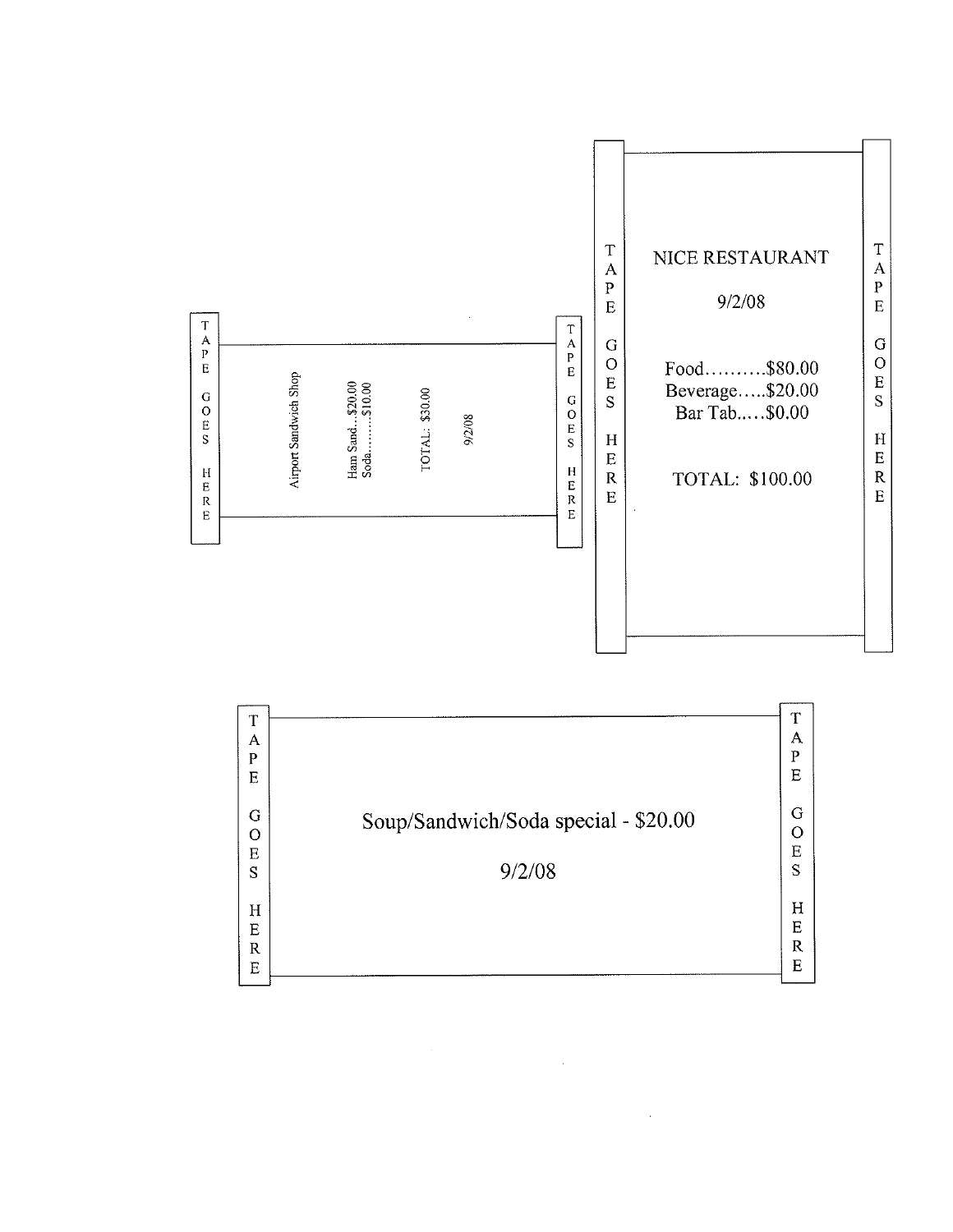TAPE GOES HERE

Airport Sandwich Shop

Ham Sand...$20.00
Soda.........$10.00

TOTAL: $30.00

9/2/08

TAPE GOES HERE

TAPE GOES HERE

NICE RESTAURANT

9/2/08

Food..........$80.00
Beverage.....$20.00
Bar Tab.....$0.00

TOTAL: $100.00

TAPE GOES HERE

TAPE GOES HERE

Soup/Sandwich/Soda special - $20.00

9/2/08

TAPE GOES HERE